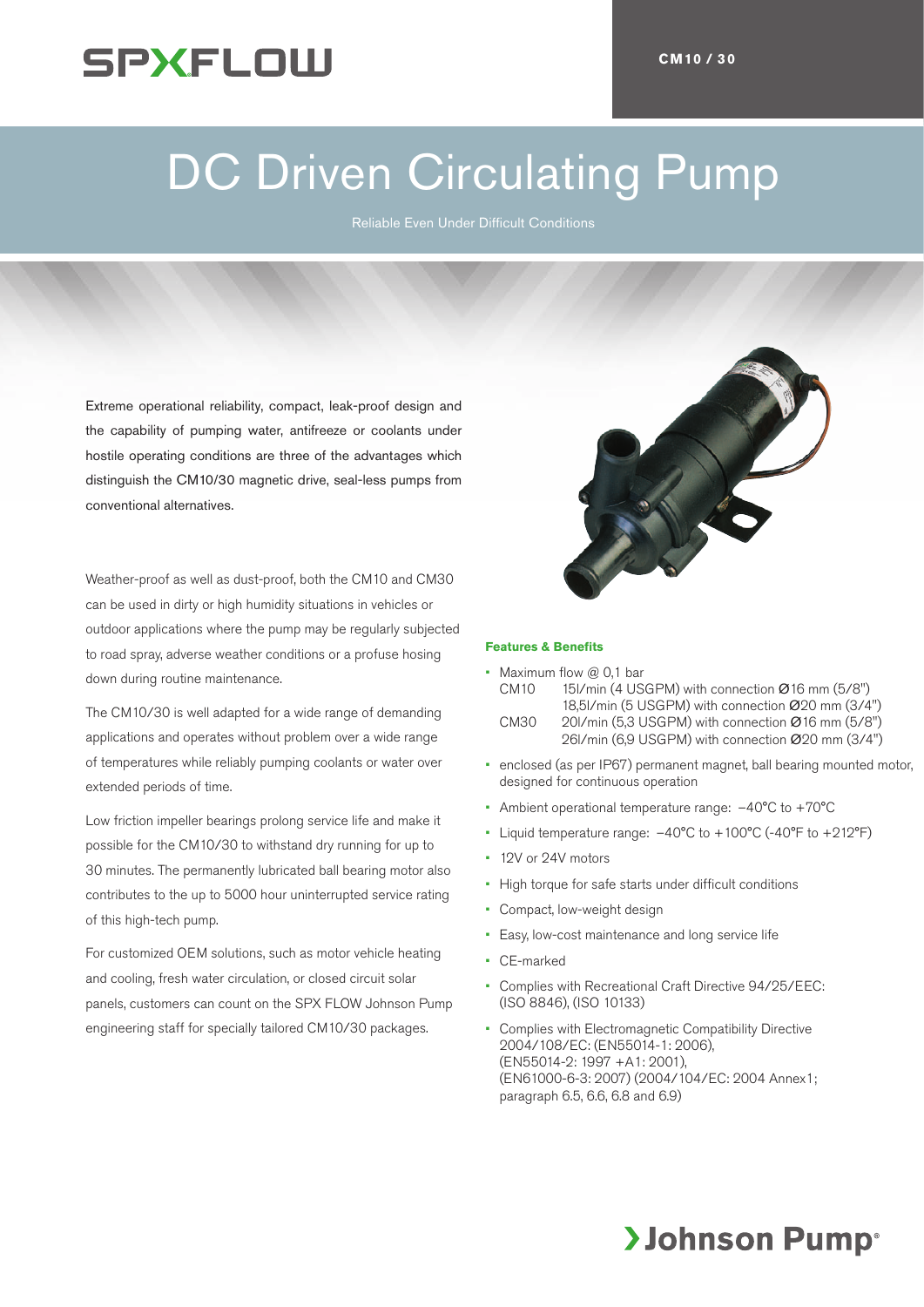SPXFLOW

CM10 / 30

# DC Driven Circulating Pump

Reliable Even Under Difficult Conditions

Extreme operational reliability, compact, leak-proof design and the capability of pumping water, antifreeze or coolants under hostile operating conditions are three of the advantages which distinguish the CM10/30 magnetic drive, seal-less pumps from conventional alternatives.

Weather-proof as well as dust-proof, both the CM10 and CM30 can be used in dirty or high humidity situations in vehicles or outdoor applications where the pump may be regularly subjected to road spray, adverse weather conditions or a profuse hosing down during routine maintenance.

The CM10/30 is well adapted for a wide range of demanding applications and operates without problem over a wide range of temperatures while reliably pumping coolants or water over extended periods of time.

Low friction impeller bearings prolong service life and make it possible for the CM10/30 to withstand dry running for up to 30 minutes. The permanently lubricated ball bearing motor also contributes to the up to 5000 hour uninterrupted service rating of this high-tech pump.

For customized OEM solutions, such as motor vehicle heating and cooling, fresh water circulation, or closed circuit solar panels, customers can count on the SPX FLOW Johnson Pump engineering staff for specially tailored CM10/30 packages.

### Features & Benefits

- Maximum flow @ 0,1 bar
  - CM10 15l/min (4 USGPM) with connection Ø16 mm (5/8")
    18,5l/min (5 USGPM) with connection Ø20 mm (3/4")
  - CM30 20l/min (5,3 USGPM) with connection Ø16 mm (5/8")
    26l/min (6,9 USGPM) with connection Ø20 mm (3/4")
- enclosed (as per IP67) permanent magnet, ball bearing mounted motor, designed for continuous operation
- Ambient operational temperature range: −40°C to +70°C
- Liquid temperature range: −40°C to +100°C (-40°F to +212°F)
- 12V or 24V motors
- High torque for safe starts under difficult conditions
- Compact, low-weight design
- Easy, low-cost maintenance and long service life
- CE-marked
- Complies with Recreational Craft Directive 94/25/EEC: (ISO 8846), (ISO 10133)
- Complies with Electromagnetic Compatibility Directive 2004/108/EC: (EN55014-1: 2006), (EN55014-2: 1997 +A1: 2001), (EN61000-6-3: 2007) (2004/104/EC: 2004 Annex1; paragraph 6.5, 6.6, 6.8 and 6.9)

Johnson Pump®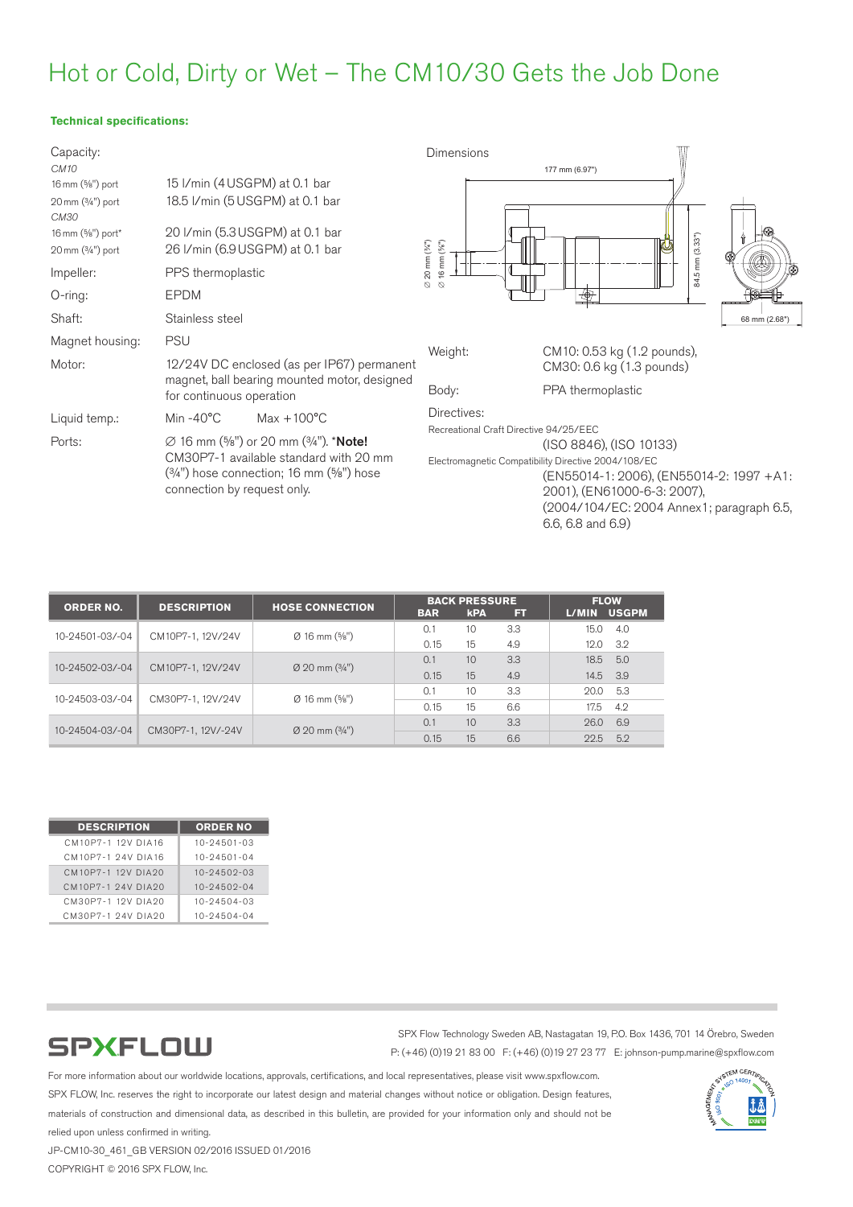# Hot or Cold, Dirty or Wet – The CM10/30 Gets the Job Done

**Technical specifications:**

| | |
|---|---|
| Capacity: | |
| *CM10* | |
| 16 mm (⅝") port | 15 l/min (4 USGPM) at 0.1 bar |
| 20 mm (¾") port | 18.5 l/min (5 USGPM) at 0.1 bar |
| *CM30* | |
| 16 mm (⅝") port* | 20 l/min (5.3 USGPM) at 0.1 bar |
| 20 mm (¾") port | 26 l/min (6.9 USGPM) at 0.1 bar |
| Impeller: | PPS thermoplastic |
| O-ring: | EPDM |
| Shaft: | Stainless steel |
| Magnet housing: | PSU |
| Motor: | 12/24V DC enclosed (as per IP67) permanent magnet, ball bearing mounted motor, designed for continuous operation |
| Liquid temp.: | Min -40°C Max +100°C |
| Ports: | ∅ 16 mm (⅝") or 20 mm (¾"). ***Note!** CM30P7-1 available standard with 20 mm (¾") hose connection; 16 mm (⅝") hose connection by request only. |

Dimensions

177 mm (6.97")

∅ 20 mm (¾")

∅ 16 mm (⅝")

84.5 mm (3.33")

68 mm (2.68")

| | |
|---|---|
| Weight: | CM10: 0.53 kg (1.2 pounds), CM30: 0.6 kg (1.3 pounds) |
| Body: | PPA thermoplastic |
| Directives: | |
| Recreational Craft Directive 94/25/EEC | (ISO 8846), (ISO 10133) |
| Electromagnetic Compatibility Directive 2004/108/EC | (EN55014-1: 2006), (EN55014-2: 1997 +A1: 2001), (EN61000-6-3: 2007), (2004/104/EC: 2004 Annex1; paragraph 6.5, 6.6, 6.8 and 6.9) |

| ORDER NO. | DESCRIPTION | HOSE CONNECTION | BACK PRESSURE | | | FLOW | |
|---|---|---|---|---|---|---|---|
| | | | BAR | kPA | FT | L/MIN | USGPM |
| 10-24501-03/-04 | CM10P7-1, 12V/24V | Ø 16 mm (⅝") | 0.1 | 10 | 3.3 | 15.0 | 4.0 |
| | | | 0.15 | 15 | 4.9 | 12.0 | 3.2 |
| 10-24502-03/-04 | CM10P7-1, 12V/24V | Ø 20 mm (¾") | 0.1 | 10 | 3.3 | 18.5 | 5.0 |
| | | | 0.15 | 15 | 4.9 | 14.5 | 3.9 |
| 10-24503-03/-04 | CM30P7-1, 12V/24V | Ø 16 mm (⅝") | 0.1 | 10 | 3.3 | 20.0 | 5.3 |
| | | | 0.15 | 15 | 6.6 | 17.5 | 4.2 |
| 10-24504-03/-04 | CM30P7-1, 12V/-24V | Ø 20 mm (¾") | 0.1 | 10 | 3.3 | 26.0 | 6.9 |
| | | | 0.15 | 15 | 6.6 | 22.5 | 5.2 |

| DESCRIPTION | ORDER NO |
|---|---|
| CM10P7-1 12V DIA16 | 10-24501-03 |
| CM10P7-1 24V DIA16 | 10-24501-04 |
| CM10P7-1 12V DIA20 | 10-24502-03 |
| CM10P7-1 24V DIA20 | 10-24502-04 |
| CM30P7-1 12V DIA20 | 10-24504-03 |
| CM30P7-1 24V DIA20 | 10-24504-04 |

SPXFLOW

SPX Flow Technology Sweden AB, Nastagatan 19, P.O. Box 1436, 701 14 Örebro, Sweden
P: (+46) (0)19 21 83 00 F: (+46) (0)19 27 23 77 E: johnson-pump.marine@spxflow.com

For more information about our worldwide locations, approvals, certifications, and local representatives, please visit www.spxflow.com.
SPX FLOW, Inc. reserves the right to incorporate our latest design and material changes without notice or obligation. Design features, materials of construction and dimensional data, as described in this bulletin, are provided for your information only and should not be relied upon unless confirmed in writing.

JP-CM10-30_461_GB VERSION 02/2016 ISSUED 01/2016

COPYRIGHT © 2016 SPX FLOW, Inc.